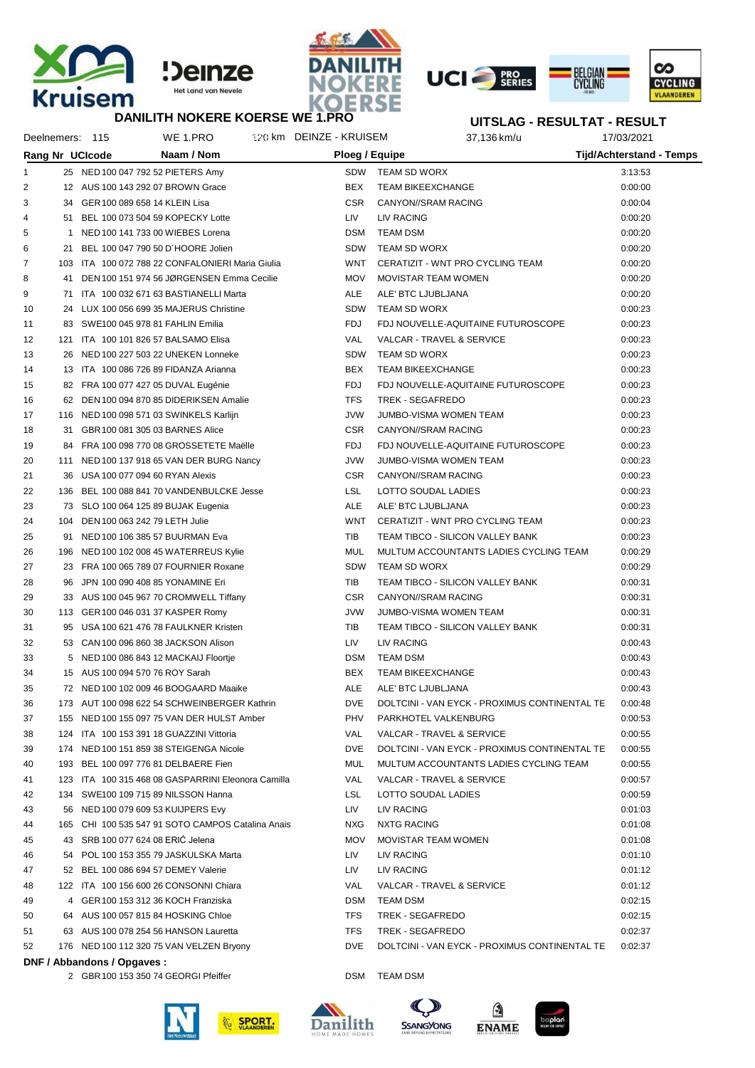# DANILITH NOKERE KOERSE WE 1.PRO

**UITSLAG - RESULTAT - RESULT**

Deelnemers: 115 | WE 1.PRO | 120 km DEINZE - KRUISEM | 37,136 km/u | 17/03/2021

| Rang | Nr | UCIcode | Naam / Nom | Ploeg / Equipe | | Tijd/Achterstand - Temps |
|---|---|---|---|---|---|---|
| 1 | 25 | NED 100 047 792 52 | PIETERS Amy | SDW | TEAM SD WORX | 3:13:53 |
| 2 | 12 | AUS 100 143 292 07 | BROWN Grace | BEX | TEAM BIKEEXCHANGE | 0:00:00 |
| 3 | 34 | GER 100 089 658 14 | KLEIN Lisa | CSR | CANYON//SRAM RACING | 0:00:04 |
| 4 | 51 | BEL 100 073 504 59 | KOPECKY Lotte | LIV | LIV RACING | 0:00:20 |
| 5 | 1 | NED 100 141 733 00 | WIEBES Lorena | DSM | TEAM DSM | 0:00:20 |
| 6 | 21 | BEL 100 047 790 50 | D´HOORE Jolien | SDW | TEAM SD WORX | 0:00:20 |
| 7 | 103 | ITA 100 072 788 22 | CONFALONIERI Maria Giulia | WNT | CERATIZIT - WNT PRO CYCLING TEAM | 0:00:20 |
| 8 | 41 | DEN 100 151 974 56 | JØRGENSEN Emma Cecilie | MOV | MOVISTAR TEAM WOMEN | 0:00:20 |
| 9 | 71 | ITA 100 032 671 63 | BASTIANELLI Marta | ALE | ALE' BTC LJUBLJANA | 0:00:20 |
| 10 | 24 | LUX 100 056 699 35 | MAJERUS Christine | SDW | TEAM SD WORX | 0:00:23 |
| 11 | 83 | SWE 100 045 978 81 | FAHLIN Emilia | FDJ | FDJ NOUVELLE-AQUITAINE FUTUROSCOPE | 0:00:23 |
| 12 | 121 | ITA 100 101 826 57 | BALSAMO Elisa | VAL | VALCAR - TRAVEL & SERVICE | 0:00:23 |
| 13 | 26 | NED 100 227 503 22 | UNEKEN Lonneke | SDW | TEAM SD WORX | 0:00:23 |
| 14 | 13 | ITA 100 086 726 89 | FIDANZA Arianna | BEX | TEAM BIKEEXCHANGE | 0:00:23 |
| 15 | 82 | FRA 100 077 427 05 | DUVAL Eugénie | FDJ | FDJ NOUVELLE-AQUITAINE FUTUROSCOPE | 0:00:23 |
| 16 | 62 | DEN 100 094 870 85 | DIDERIKSEN Amalie | TFS | TREK - SEGAFREDO | 0:00:23 |
| 17 | 116 | NED 100 098 571 03 | SWINKELS Karlijn | JVW | JUMBO-VISMA WOMEN TEAM | 0:00:23 |
| 18 | 31 | GBR 100 081 305 03 | BARNES Alice | CSR | CANYON//SRAM RACING | 0:00:23 |
| 19 | 84 | FRA 100 098 770 08 | GROSSETETE Maëlle | FDJ | FDJ NOUVELLE-AQUITAINE FUTUROSCOPE | 0:00:23 |
| 20 | 111 | NED 100 137 918 65 | VAN DER BURG Nancy | JVW | JUMBO-VISMA WOMEN TEAM | 0:00:23 |
| 21 | 36 | USA 100 077 094 60 | RYAN Alexis | CSR | CANYON//SRAM RACING | 0:00:23 |
| 22 | 136 | BEL 100 088 841 70 | VANDENBULCKE Jesse | LSL | LOTTO SOUDAL LADIES | 0:00:23 |
| 23 | 73 | SLO 100 064 125 89 | BUJAK Eugenia | ALE | ALE' BTC LJUBLJANA | 0:00:23 |
| 24 | 104 | DEN 100 063 242 79 | LETH Julie | WNT | CERATIZIT - WNT PRO CYCLING TEAM | 0:00:23 |
| 25 | 91 | NED 100 106 385 57 | BUURMAN Eva | TIB | TEAM TIBCO - SILICON VALLEY BANK | 0:00:23 |
| 26 | 196 | NED 100 102 008 45 | WATERREUS Kylie | MUL | MULTUM ACCOUNTANTS LADIES CYCLING TEAM | 0:00:29 |
| 27 | 23 | FRA 100 065 789 07 | FOURNIER Roxane | SDW | TEAM SD WORX | 0:00:29 |
| 28 | 96 | JPN 100 090 408 85 | YONAMINE Eri | TIB | TEAM TIBCO - SILICON VALLEY BANK | 0:00:31 |
| 29 | 33 | AUS 100 045 967 70 | CROMWELL Tiffany | CSR | CANYON//SRAM RACING | 0:00:31 |
| 30 | 113 | GER 100 046 031 37 | KASPER Romy | JVW | JUMBO-VISMA WOMEN TEAM | 0:00:31 |
| 31 | 95 | USA 100 621 476 78 | FAULKNER Kristen | TIB | TEAM TIBCO - SILICON VALLEY BANK | 0:00:31 |
| 32 | 53 | CAN 100 096 860 38 | JACKSON Alison | LIV | LIV RACING | 0:00:43 |
| 33 | 5 | NED 100 086 843 12 | MACKAIJ Floortje | DSM | TEAM DSM | 0:00:43 |
| 34 | 15 | AUS 100 094 570 76 | ROY Sarah | BEX | TEAM BIKEEXCHANGE | 0:00:43 |
| 35 | 72 | NED 100 102 009 46 | BOOGAARD Maaike | ALE | ALE' BTC LJUBLJANA | 0:00:43 |
| 36 | 173 | AUT 100 098 622 54 | SCHWEINBERGER Kathrin | DVE | DOLTCINI - VAN EYCK - PROXIMUS CONTINENTAL TE | 0:00:48 |
| 37 | 155 | NED 100 155 097 75 | VAN DER HULST Amber | PHV | PARKHOTEL VALKENBURG | 0:00:53 |
| 38 | 124 | ITA 100 153 391 18 | GUAZZINI Vittoria | VAL | VALCAR - TRAVEL & SERVICE | 0:00:55 |
| 39 | 174 | NED 100 151 859 38 | STEIGENGA Nicole | DVE | DOLTCINI - VAN EYCK - PROXIMUS CONTINENTAL TE | 0:00:55 |
| 40 | 193 | BEL 100 097 776 81 | DELBAERE Fien | MUL | MULTUM ACCOUNTANTS LADIES CYCLING TEAM | 0:00:55 |
| 41 | 123 | ITA 100 315 468 08 | GASPARRINI Eleonora Camilla | VAL | VALCAR - TRAVEL & SERVICE | 0:00:57 |
| 42 | 134 | SWE 100 109 715 89 | NILSSON Hanna | LSL | LOTTO SOUDAL LADIES | 0:00:59 |
| 43 | 56 | NED 100 079 609 53 | KUIJPERS Evy | LIV | LIV RACING | 0:01:03 |
| 44 | 165 | CHI 100 535 547 91 | SOTO CAMPOS Catalina Anais | NXG | NXTG RACING | 0:01:08 |
| 45 | 43 | SRB 100 077 624 08 | ERIĆ Jelena | MOV | MOVISTAR TEAM WOMEN | 0:01:08 |
| 46 | 54 | POL 100 153 355 79 | JASKULSKA Marta | LIV | LIV RACING | 0:01:10 |
| 47 | 52 | BEL 100 086 694 57 | DEMEY Valerie | LIV | LIV RACING | 0:01:12 |
| 48 | 122 | ITA 100 156 600 26 | CONSONNI Chiara | VAL | VALCAR - TRAVEL & SERVICE | 0:01:12 |
| 49 | 4 | GER 100 153 312 36 | KOCH Franziska | DSM | TEAM DSM | 0:02:15 |
| 50 | 64 | AUS 100 057 815 84 | HOSKING Chloe | TFS | TREK - SEGAFREDO | 0:02:15 |
| 51 | 63 | AUS 100 078 254 56 | HANSON Lauretta | TFS | TREK - SEGAFREDO | 0:02:37 |
| 52 | 176 | NED 100 112 320 75 | VAN VELZEN Bryony | DVE | DOLTCINI - VAN EYCK - PROXIMUS CONTINENTAL TE | 0:02:37 |

**DNF / Abbandons / Opgaves :**

| Nr | UCIcode | Naam / Nom | Ploeg / Equipe | |
|---|---|---|---|---|
| 2 | GBR 100 153 350 74 | GEORGI Pfeiffer | DSM | TEAM DSM |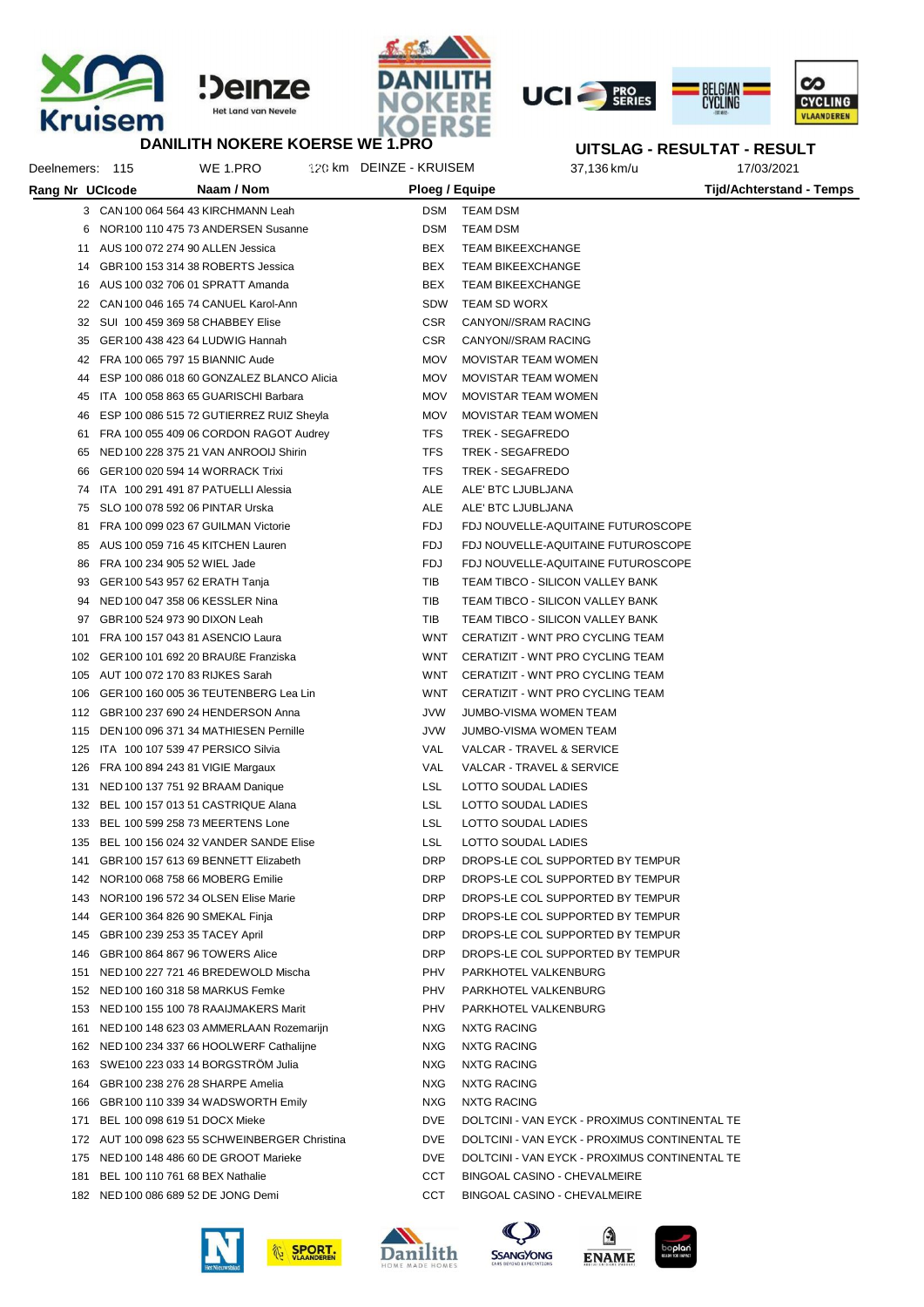DANILITH NOKERE KOERSE WE 1.PRO

UITSLAG - RESULTAT - RESULT

Deelnemers: 115 | WE 1.PRO | 120 km | DEINZE - KRUISEM | 37,136 km/u | 17/03/2021

| Rang | Nr | UCIcode | Naam / Nom | Ploeg / Equipe | | Tijd/Achterstand - Temps |
|---|---|---|---|---|---|---|
| | 3 | CAN 100 064 564 43 | KIRCHMANN Leah | DSM | TEAM DSM | |
| | 6 | NOR 100 110 475 73 | ANDERSEN Susanne | DSM | TEAM DSM | |
| | 11 | AUS 100 072 274 90 | ALLEN Jessica | BEX | TEAM BIKEEXCHANGE | |
| | 14 | GBR 100 153 314 38 | ROBERTS Jessica | BEX | TEAM BIKEEXCHANGE | |
| | 16 | AUS 100 032 706 01 | SPRATT Amanda | BEX | TEAM BIKEEXCHANGE | |
| | 22 | CAN 100 046 165 74 | CANUEL Karol-Ann | SDW | TEAM SD WORX | |
| | 32 | SUI 100 459 369 58 | CHABBEY Elise | CSR | CANYON//SRAM RACING | |
| | 35 | GER 100 438 423 64 | LUDWIG Hannah | CSR | CANYON//SRAM RACING | |
| | 42 | FRA 100 065 797 15 | BIANNIC Aude | MOV | MOVISTAR TEAM WOMEN | |
| | 44 | ESP 100 086 018 60 | GONZALEZ BLANCO Alicia | MOV | MOVISTAR TEAM WOMEN | |
| | 45 | ITA 100 058 863 65 | GUARISCHI Barbara | MOV | MOVISTAR TEAM WOMEN | |
| | 46 | ESP 100 086 515 72 | GUTIERREZ RUIZ Sheyla | MOV | MOVISTAR TEAM WOMEN | |
| | 61 | FRA 100 055 409 06 | CORDON RAGOT Audrey | TFS | TREK - SEGAFREDO | |
| | 65 | NED 100 228 375 21 | VAN ANROOIJ Shirin | TFS | TREK - SEGAFREDO | |
| | 66 | GER 100 020 594 14 | WORRACK Trixi | TFS | TREK - SEGAFREDO | |
| | 74 | ITA 100 291 491 87 | PATUELLI Alessia | ALE | ALE' BTC LJUBLJANA | |
| | 75 | SLO 100 078 592 06 | PINTAR Urska | ALE | ALE' BTC LJUBLJANA | |
| | 81 | FRA 100 099 023 67 | GUILMAN Victorie | FDJ | FDJ NOUVELLE-AQUITAINE FUTUROSCOPE | |
| | 85 | AUS 100 059 716 45 | KITCHEN Lauren | FDJ | FDJ NOUVELLE-AQUITAINE FUTUROSCOPE | |
| | 86 | FRA 100 234 905 52 | WIEL Jade | FDJ | FDJ NOUVELLE-AQUITAINE FUTUROSCOPE | |
| | 93 | GER 100 543 957 62 | ERATH Tanja | TIB | TEAM TIBCO - SILICON VALLEY BANK | |
| | 94 | NED 100 047 358 06 | KESSLER Nina | TIB | TEAM TIBCO - SILICON VALLEY BANK | |
| | 97 | GBR 100 524 973 90 | DIXON Leah | TIB | TEAM TIBCO - SILICON VALLEY BANK | |
| | 101 | FRA 100 157 043 81 | ASENCIO Laura | WNT | CERATIZIT - WNT PRO CYCLING TEAM | |
| | 102 | GER 100 101 692 20 | BRAUßE Franziska | WNT | CERATIZIT - WNT PRO CYCLING TEAM | |
| | 105 | AUT 100 072 170 83 | RIJKES Sarah | WNT | CERATIZIT - WNT PRO CYCLING TEAM | |
| | 106 | GER 100 160 005 36 | TEUTENBERG Lea Lin | WNT | CERATIZIT - WNT PRO CYCLING TEAM | |
| | 112 | GBR 100 237 690 24 | HENDERSON Anna | JVW | JUMBO-VISMA WOMEN TEAM | |
| | 115 | DEN 100 096 371 34 | MATHIESEN Pernille | JVW | JUMBO-VISMA WOMEN TEAM | |
| | 125 | ITA 100 107 539 47 | PERSICO Silvia | VAL | VALCAR - TRAVEL & SERVICE | |
| | 126 | FRA 100 894 243 81 | VIGIE Margaux | VAL | VALCAR - TRAVEL & SERVICE | |
| | 131 | NED 100 137 751 92 | BRAAM Danique | LSL | LOTTO SOUDAL LADIES | |
| | 132 | BEL 100 157 013 51 | CASTRIQUE Alana | LSL | LOTTO SOUDAL LADIES | |
| | 133 | BEL 100 599 258 73 | MEERTENS Lone | LSL | LOTTO SOUDAL LADIES | |
| | 135 | BEL 100 156 024 32 | VANDER SANDE Elise | LSL | LOTTO SOUDAL LADIES | |
| | 141 | GBR 100 157 613 69 | BENNETT Elizabeth | DRP | DROPS-LE COL SUPPORTED BY TEMPUR | |
| | 142 | NOR 100 068 758 66 | MOBERG Emilie | DRP | DROPS-LE COL SUPPORTED BY TEMPUR | |
| | 143 | NOR 100 196 572 34 | OLSEN Elise Marie | DRP | DROPS-LE COL SUPPORTED BY TEMPUR | |
| | 144 | GER 100 364 826 90 | SMEKAL Finja | DRP | DROPS-LE COL SUPPORTED BY TEMPUR | |
| | 145 | GBR 100 239 253 35 | TACEY April | DRP | DROPS-LE COL SUPPORTED BY TEMPUR | |
| | 146 | GBR 100 864 867 96 | TOWERS Alice | DRP | DROPS-LE COL SUPPORTED BY TEMPUR | |
| | 151 | NED 100 227 721 46 | BREDEWOLD Mischa | PHV | PARKHOTEL VALKENBURG | |
| | 152 | NED 100 160 318 58 | MARKUS Femke | PHV | PARKHOTEL VALKENBURG | |
| | 153 | NED 100 155 100 78 | RAAIJMAKERS Marit | PHV | PARKHOTEL VALKENBURG | |
| | 161 | NED 100 148 623 03 | AMMERLAAN Rozemarijn | NXG | NXTG RACING | |
| | 162 | NED 100 234 337 66 | HOOLWERF Cathalijne | NXG | NXTG RACING | |
| | 163 | SWE 100 223 033 14 | BORGSTRÖM Julia | NXG | NXTG RACING | |
| | 164 | GBR 100 238 276 28 | SHARPE Amelia | NXG | NXTG RACING | |
| | 166 | GBR 100 110 339 34 | WADSWORTH Emily | NXG | NXTG RACING | |
| | 171 | BEL 100 098 619 51 | DOCX Mieke | DVE | DOLTCINI - VAN EYCK - PROXIMUS CONTINENTAL TE | |
| | 172 | AUT 100 098 623 55 | SCHWEINBERGER Christina | DVE | DOLTCINI - VAN EYCK - PROXIMUS CONTINENTAL TE | |
| | 175 | NED 100 148 486 60 | DE GROOT Marieke | DVE | DOLTCINI - VAN EYCK - PROXIMUS CONTINENTAL TE | |
| | 181 | BEL 100 110 761 68 | BEX Nathalie | CCT | BINGOAL CASINO - CHEVALMEIRE | |
| | 182 | NED 100 086 689 52 | DE JONG Demi | CCT | BINGOAL CASINO - CHEVALMEIRE | |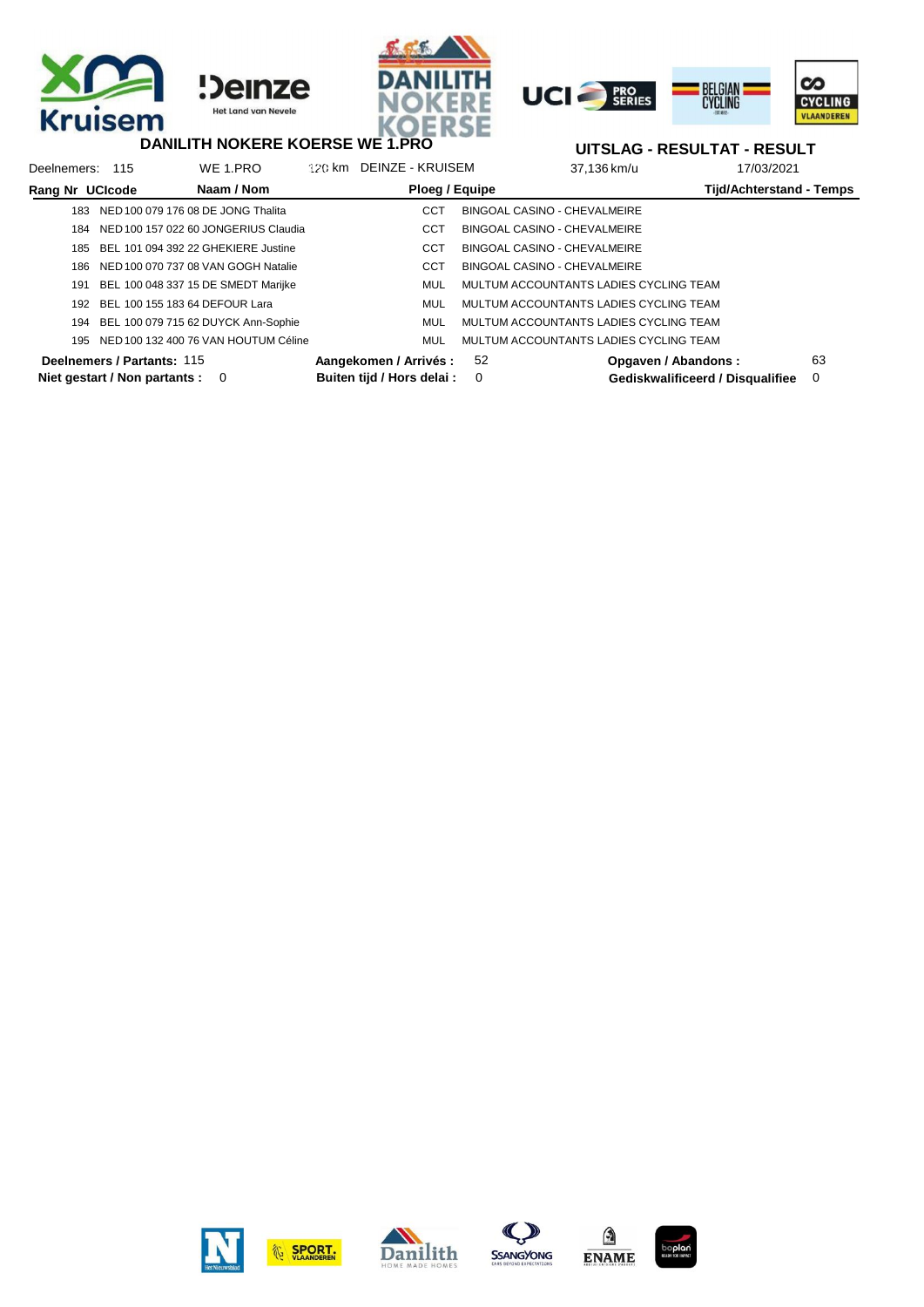## DANILITH NOKERE KOERSE WE 1.PRO

## UITSLAG - RESULTAT - RESULT

Deelnemers: 115 | WE 1.PRO | 120 km | DEINZE - KRUISEM | 37,136 km/u | 17/03/2021

| Rang | Nr | UCIcode | Naam / Nom | Ploeg / Equipe | | Tijd/Achterstand - Temps |
|---|---|---|---|---|---|---|
| | 183 | NED 100 079 176 08 | DE JONG Thalita | CCT | BINGOAL CASINO - CHEVALMEIRE | |
| | 184 | NED 100 157 022 60 | JONGERIUS Claudia | CCT | BINGOAL CASINO - CHEVALMEIRE | |
| | 185 | BEL 101 094 392 22 | GHEKIERE Justine | CCT | BINGOAL CASINO - CHEVALMEIRE | |
| | 186 | NED 100 070 737 08 | VAN GOGH Natalie | CCT | BINGOAL CASINO - CHEVALMEIRE | |
| | 191 | BEL 100 048 337 15 | DE SMEDT Marijke | MUL | MULTUM ACCOUNTANTS LADIES CYCLING TEAM | |
| | 192 | BEL 100 155 183 64 | DEFOUR Lara | MUL | MULTUM ACCOUNTANTS LADIES CYCLING TEAM | |
| | 194 | BEL 100 079 715 62 | DUYCK Ann-Sophie | MUL | MULTUM ACCOUNTANTS LADIES CYCLING TEAM | |
| | 195 | NED 100 132 400 76 | VAN HOUTUM Céline | MUL | MULTUM ACCOUNTANTS LADIES CYCLING TEAM | |

**Deelnemers / Partants:** 115
**Niet gestart / Non partants :** 0
**Aangekomen / Arrivés :** 52
**Buiten tijd / Hors delai :** 0
**Opgaven / Abandons :** 63
**Gediskwalificeerd / Disqualifiee** 0